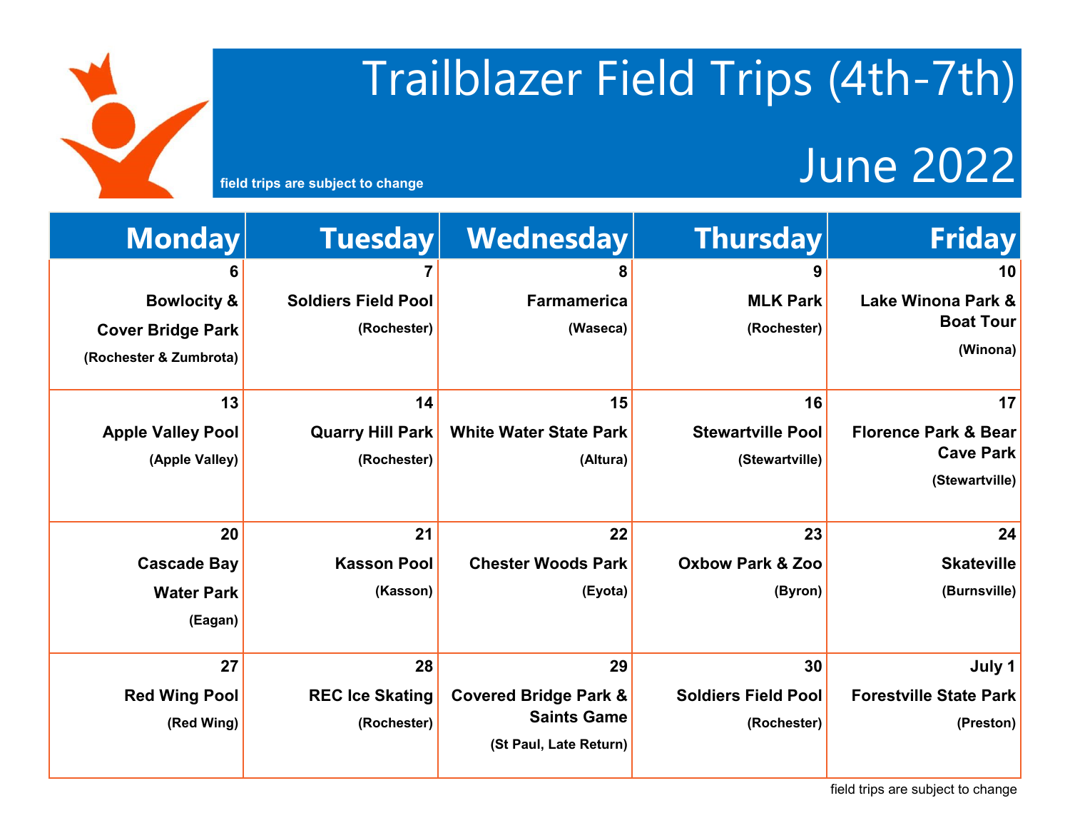# Trailblazer Field Trips (4th-7th)

## June 2022

field trips are subject to change

| Monday | Tuesday | Wednesday | Thursday | Friday |
|---|---|---|---|---|
| 6<br>**Bowlocity & Cover Bridge Park**<br>(Rochester & Zumbrota) | 7<br>**Soldiers Field Pool**<br>(Rochester) | 8<br>**Farmamerica**<br>(Waseca) | 9<br>**MLK Park**<br>(Rochester) | 10<br>**Lake Winona Park & Boat Tour**<br>(Winona) |
| 13<br>**Apple Valley Pool**<br>(Apple Valley) | 14<br>**Quarry Hill Park**<br>(Rochester) | 15<br>**White Water State Park**<br>(Altura) | 16<br>**Stewartville Pool**<br>(Stewartville) | 17<br>**Florence Park & Bear Cave Park**<br>(Stewartville) |
| 20<br>**Cascade Bay Water Park**<br>(Eagan) | 21<br>**Kasson Pool**<br>(Kasson) | 22<br>**Chester Woods Park**<br>(Eyota) | 23<br>**Oxbow Park & Zoo**<br>(Byron) | 24<br>**Skateville**<br>(Burnsville) |
| 27<br>**Red Wing Pool**<br>(Red Wing) | 28<br>**REC Ice Skating**<br>(Rochester) | 29<br>**Covered Bridge Park & Saints Game**<br>(St Paul, Late Return) | 30<br>**Soldiers Field Pool**<br>(Rochester) | July 1<br>**Forestville State Park**<br>(Preston) |

field trips are subject to change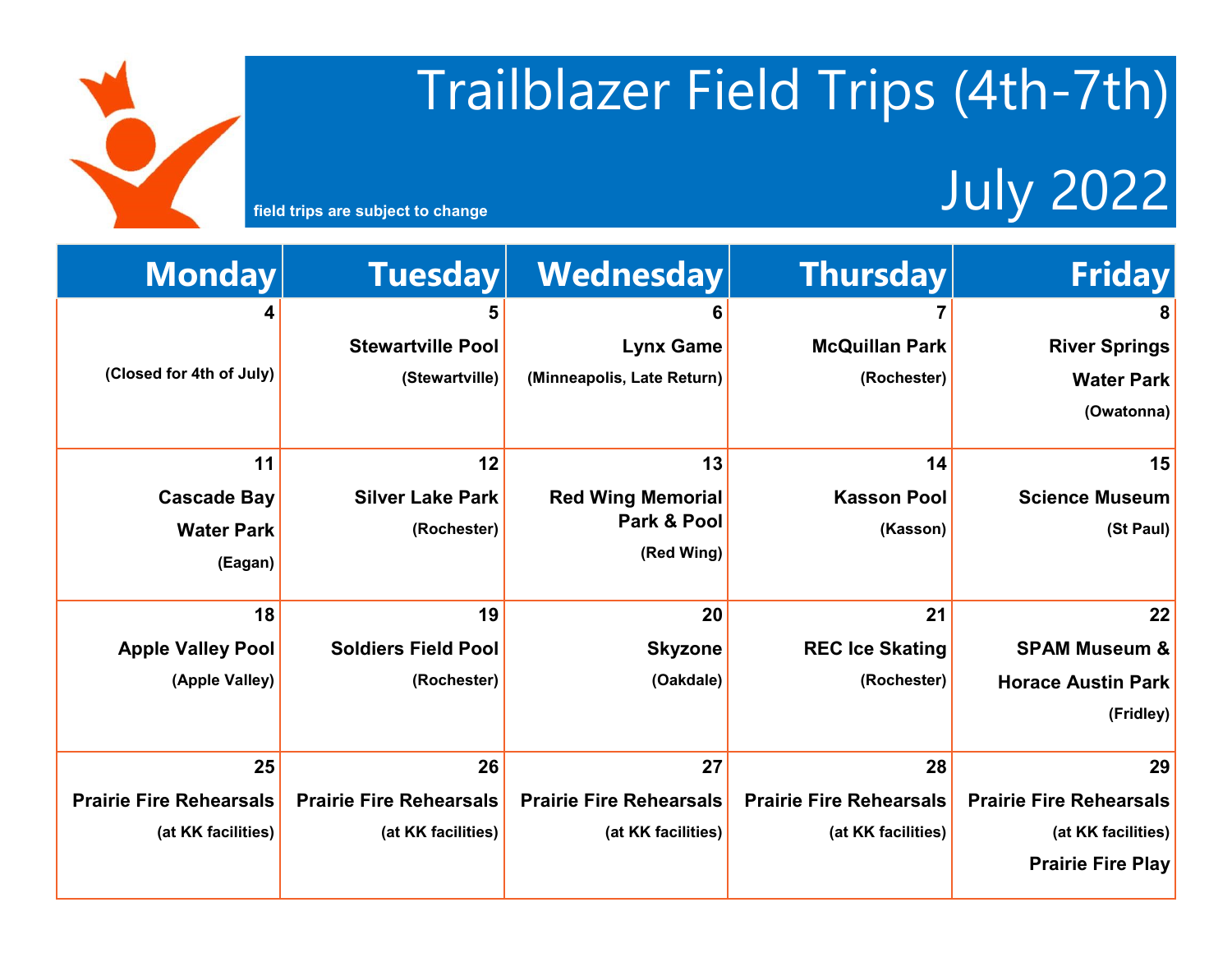# Trailblazer Field Trips (4th-7th)

## July 2022

field trips are subject to change

| Monday | Tuesday | Wednesday | Thursday | Friday |
|---|---|---|---|---|
| **4**<br>(Closed for 4th of July) | **5**<br>**Stewartville Pool**<br>(Stewartville) | **6**<br>**Lynx Game**<br>(Minneapolis, Late Return) | **7**<br>**McQuillan Park**<br>(Rochester) | **8**<br>**River Springs Water Park**<br>(Owatonna) |
| **11**<br>**Cascade Bay Water Park**<br>(Eagan) | **12**<br>**Silver Lake Park**<br>(Rochester) | **13**<br>**Red Wing Memorial Park & Pool**<br>(Red Wing) | **14**<br>**Kasson Pool**<br>(Kasson) | **15**<br>**Science Museum**<br>(St Paul) |
| **18**<br>**Apple Valley Pool**<br>(Apple Valley) | **19**<br>**Soldiers Field Pool**<br>(Rochester) | **20**<br>**Skyzone**<br>(Oakdale) | **21**<br>**REC Ice Skating**<br>(Rochester) | **22**<br>**SPAM Museum & Horace Austin Park**<br>(Fridley) |
| **25**<br>**Prairie Fire Rehearsals**<br>(at KK facilities) | **26**<br>**Prairie Fire Rehearsals**<br>(at KK facilities) | **27**<br>**Prairie Fire Rehearsals**<br>(at KK facilities) | **28**<br>**Prairie Fire Rehearsals**<br>(at KK facilities) | **29**<br>**Prairie Fire Rehearsals**<br>(at KK facilities)<br>**Prairie Fire Play** |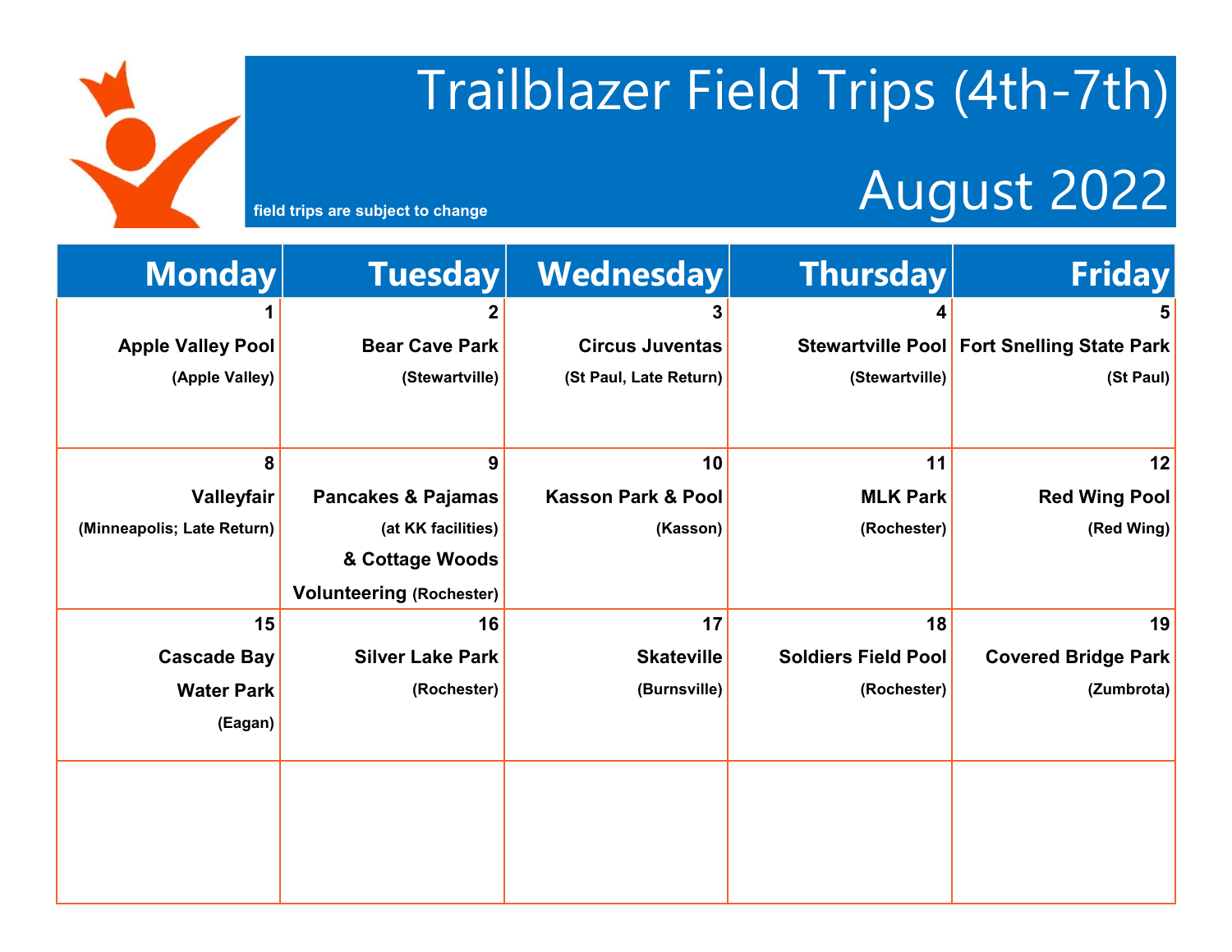# Trailblazer Field Trips (4th-7th)

# August 2022

field trips are subject to change

| Monday | Tuesday | Wednesday | Thursday | Friday |
|---|---|---|---|---|
| 1<br>**Apple Valley Pool**<br>(Apple Valley) | 2<br>**Bear Cave Park**<br>(Stewartville) | 3<br>**Circus Juventas**<br>(St Paul, Late Return) | 4<br>**Stewartville Pool**<br>(Stewartville) | 5<br>**Fort Snelling State Park**<br>(St Paul) |
| 8<br>**Valleyfair**<br>(Minneapolis; Late Return) | 9<br>**Pancakes & Pajamas**<br>(at KK facilities)<br>**& Cottage Woods Volunteering** (Rochester) | 10<br>**Kasson Park & Pool**<br>(Kasson) | 11<br>**MLK Park**<br>(Rochester) | 12<br>**Red Wing Pool**<br>(Red Wing) |
| 15<br>**Cascade Bay Water Park**<br>(Eagan) | 16<br>**Silver Lake Park**<br>(Rochester) | 17<br>**Skateville**<br>(Burnsville) | 18<br>**Soldiers Field Pool**<br>(Rochester) | 19<br>**Covered Bridge Park**<br>(Zumbrota) |
| | | | | |